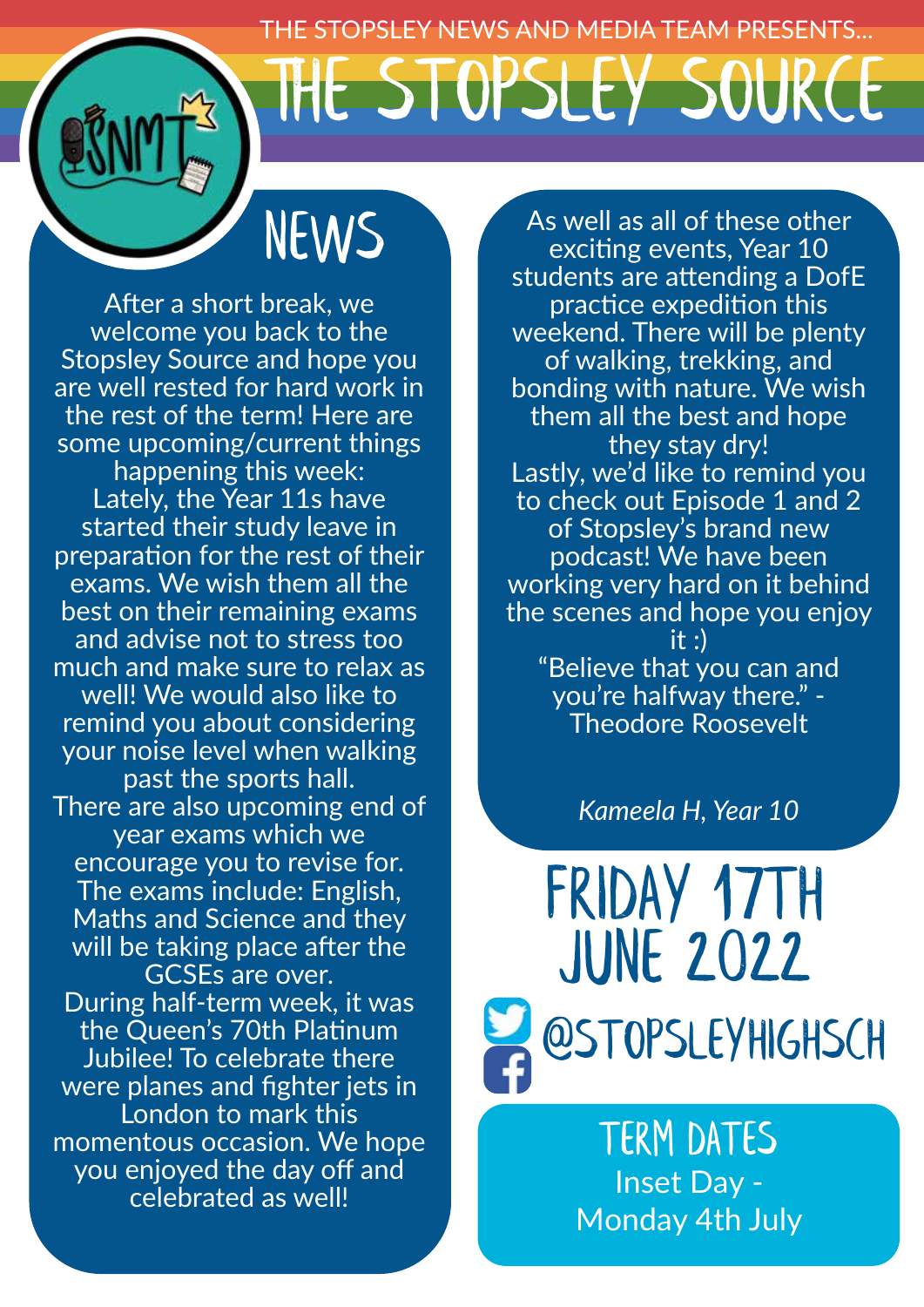THE STOPSLEY NEWS AND MEDIA TEAM PRESENTS...

# THE STOPSLEY SOURCE

## NEWS

After a short break, we welcome you back to the Stopsley Source and hope you are well rested for hard work in the rest of the term! Here are some upcoming/current things happening this week:

Lately, the Year 11s have started their study leave in preparation for the rest of their exams. We wish them all the best on their remaining exams and advise not to stress too much and make sure to relax as well! We would also like to remind you about considering your noise level when walking past the sports hall.

There are also upcoming end of year exams which we encourage you to revise for. The exams include: English, Maths and Science and they will be taking place after the GCSEs are over.

During half-term week, it was the Queen's 70th Platinum Jubilee! To celebrate there were planes and fighter jets in London to mark this momentous occasion. We hope you enjoyed the day off and celebrated as well!

As well as all of these other exciting events, Year 10 students are attending a DofE practice expedition this weekend. There will be plenty of walking, trekking, and bonding with nature. We wish them all the best and hope they stay dry!

Lastly, we'd like to remind you to check out Episode 1 and 2 of Stopsley's brand new podcast! We have been working very hard on it behind the scenes and hope you enjoy it :)

"Believe that you can and you're halfway there." - Theodore Roosevelt

*Kameela H, Year 10*

## FRIDAY 17TH JUNE 2022

@STOPSLEYHIGHSCH

## TERM DATES

Inset Day - Monday 4th July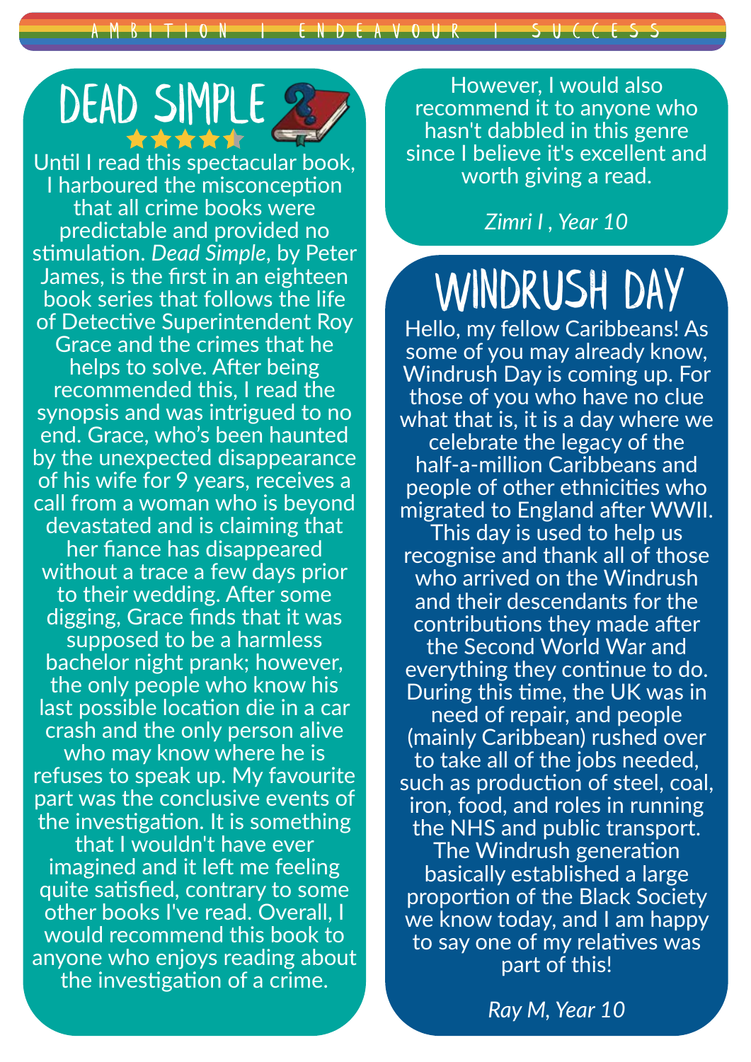# DEAD SIMPLE

Until I read this spectacular book, I harboured the misconception that all crime books were predictable and provided no stimulation. *Dead Simple*, by Peter James, is the first in an eighteen book series that follows the life of Detective Superintendent Roy Grace and the crimes that he helps to solve. After being recommended this, I read the synopsis and was intrigued to no end. Grace, who's been haunted by the unexpected disappearance of his wife for 9 years, receives a call from a woman who is beyond devastated and is claiming that her fiance has disappeared without a trace a few days prior to their wedding. After some digging, Grace finds that it was supposed to be a harmless bachelor night prank; however, the only people who know his last possible location die in a car crash and the only person alive who may know where he is refuses to speak up. My favourite part was the conclusive events of the investigation. It is something that I wouldn't have ever imagined and it left me feeling quite satisfied, contrary to some other books I've read. Overall, I would recommend this book to anyone who enjoys reading about the investigation of a crime. However, I would also recommend it to anyone who hasn't dabbled in this genre since I believe it's excellent and worth giving a read.

*Zimri I , Year 10*

# WINDRUSH DAY

Hello, my fellow Caribbeans! As some of you may already know, Windrush Day is coming up. For those of you who have no clue what that is, it is a day where we celebrate the legacy of the half-a-million Caribbeans and people of other ethnicities who migrated to England after WWII. This day is used to help us recognise and thank all of those who arrived on the Windrush and their descendants for the contributions they made after the Second World War and everything they continue to do. During this time, the UK was in need of repair, and people (mainly Caribbean) rushed over to take all of the jobs needed, such as production of steel, coal, iron, food, and roles in running the NHS and public transport. The Windrush generation basically established a large proportion of the Black Society we know today, and I am happy to say one of my relatives was part of this!

*Ray M, Year 10*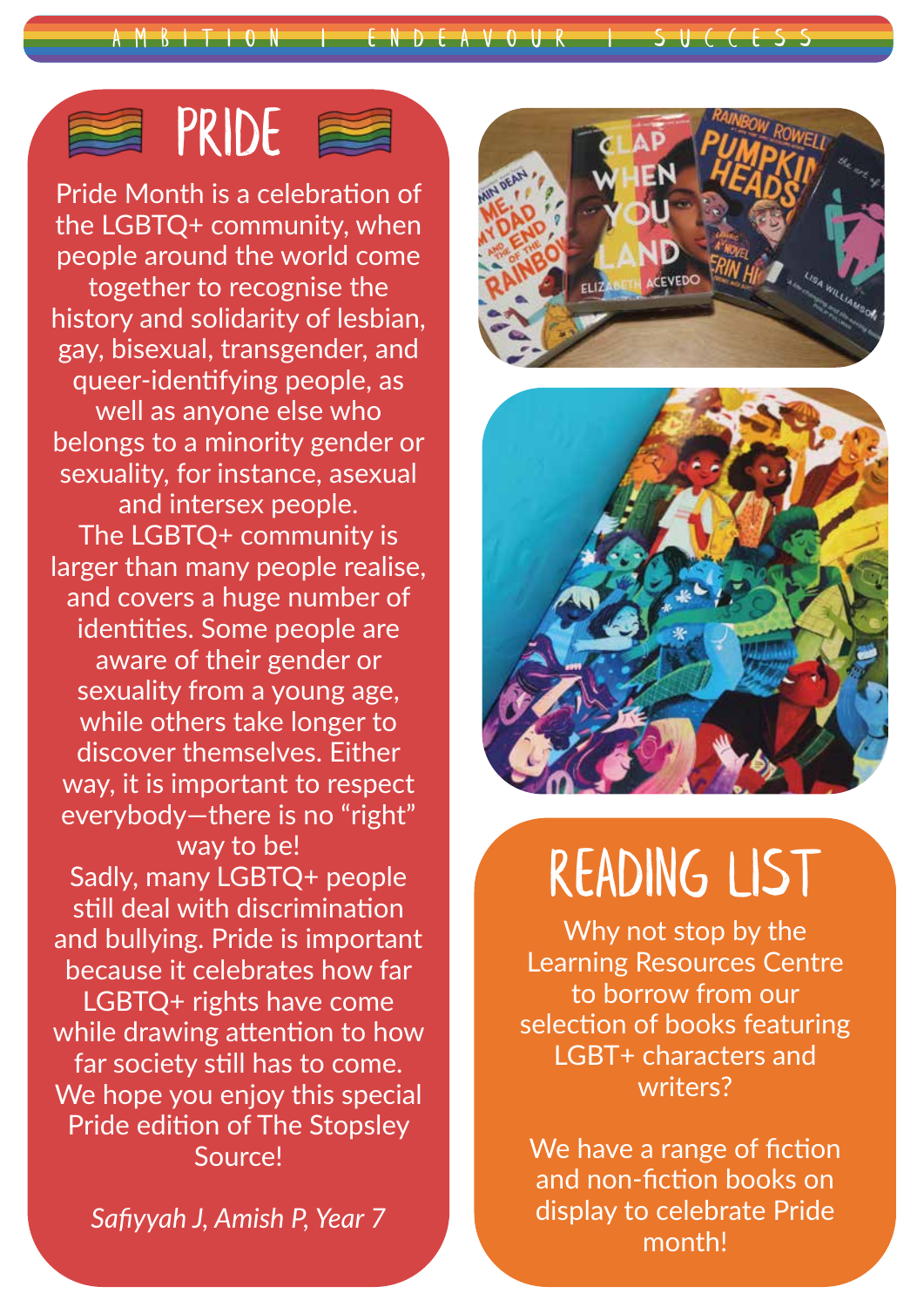# PRIDE

Pride Month is a celebration of the LGBTQ+ community, when people around the world come together to recognise the history and solidarity of lesbian, gay, bisexual, transgender, and queer-identifying people, as well as anyone else who belongs to a minority gender or sexuality, for instance, asexual and intersex people.

The LGBTQ+ community is larger than many people realise, and covers a huge number of identities. Some people are aware of their gender or sexuality from a young age, while others take longer to discover themselves. Either way, it is important to respect everybody—there is no "right" way to be!

Sadly, many LGBTQ+ people still deal with discrimination and bullying. Pride is important because it celebrates how far LGBTQ+ rights have come while drawing attention to how far society still has to come.

We hope you enjoy this special Pride edition of The Stopsley Source!

*Safiyyah J, Amish P, Year 7*

# READING LIST

Why not stop by the Learning Resources Centre to borrow from our selection of books featuring LGBT+ characters and writers?

We have a range of fiction and non-fiction books on display to celebrate Pride month!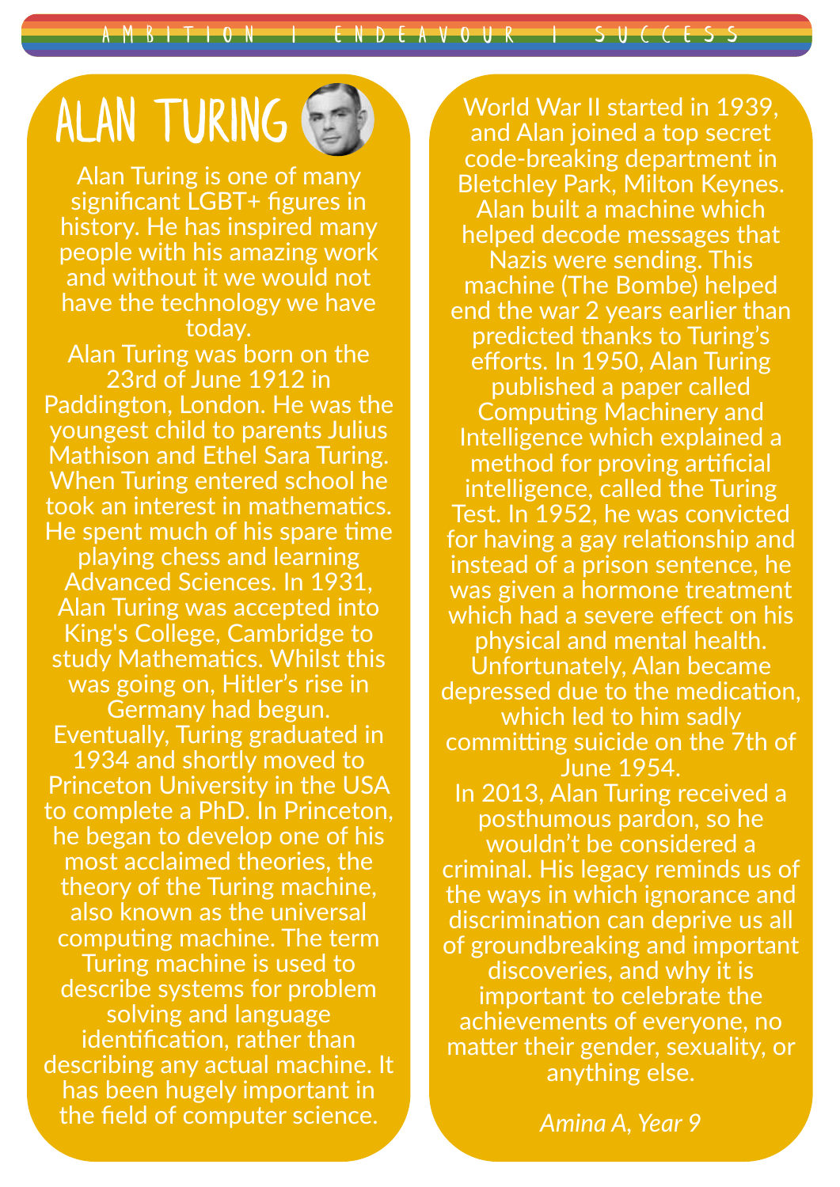AMBITION | ENDEAVOUR | SUCCESS

# ALAN TURING

Alan Turing is one of many significant LGBT+ figures in history. He has inspired many people with his amazing work and without it we would not have the technology we have today.

Alan Turing was born on the 23rd of June 1912 in Paddington, London. He was the youngest child to parents Julius Mathison and Ethel Sara Turing. When Turing entered school he took an interest in mathematics. He spent much of his spare time playing chess and learning Advanced Sciences. In 1931, Alan Turing was accepted into King's College, Cambridge to study Mathematics. Whilst this was going on, Hitler's rise in Germany had begun. Eventually, Turing graduated in 1934 and shortly moved to Princeton University in the USA to complete a PhD. In Princeton, he began to develop one of his most acclaimed theories, the theory of the Turing machine, also known as the universal computing machine. The term Turing machine is used to describe systems for problem solving and language identification, rather than describing any actual machine. It has been hugely important in the field of computer science.

World War II started in 1939, and Alan joined a top secret code-breaking department in Bletchley Park, Milton Keynes. Alan built a machine which helped decode messages that Nazis were sending. This machine (The Bombe) helped end the war 2 years earlier than predicted thanks to Turing's efforts. In 1950, Alan Turing published a paper called Computing Machinery and Intelligence which explained a method for proving artificial intelligence, called the Turing Test. In 1952, he was convicted for having a gay relationship and instead of a prison sentence, he was given a hormone treatment which had a severe effect on his physical and mental health. Unfortunately, Alan became depressed due to the medication, which led to him sadly committing suicide on the 7th of June 1954.

In 2013, Alan Turing received a posthumous pardon, so he wouldn't be considered a criminal. His legacy reminds us of the ways in which ignorance and discrimination can deprive us all of groundbreaking and important discoveries, and why it is important to celebrate the achievements of everyone, no matter their gender, sexuality, or anything else.

*Amina A, Year 9*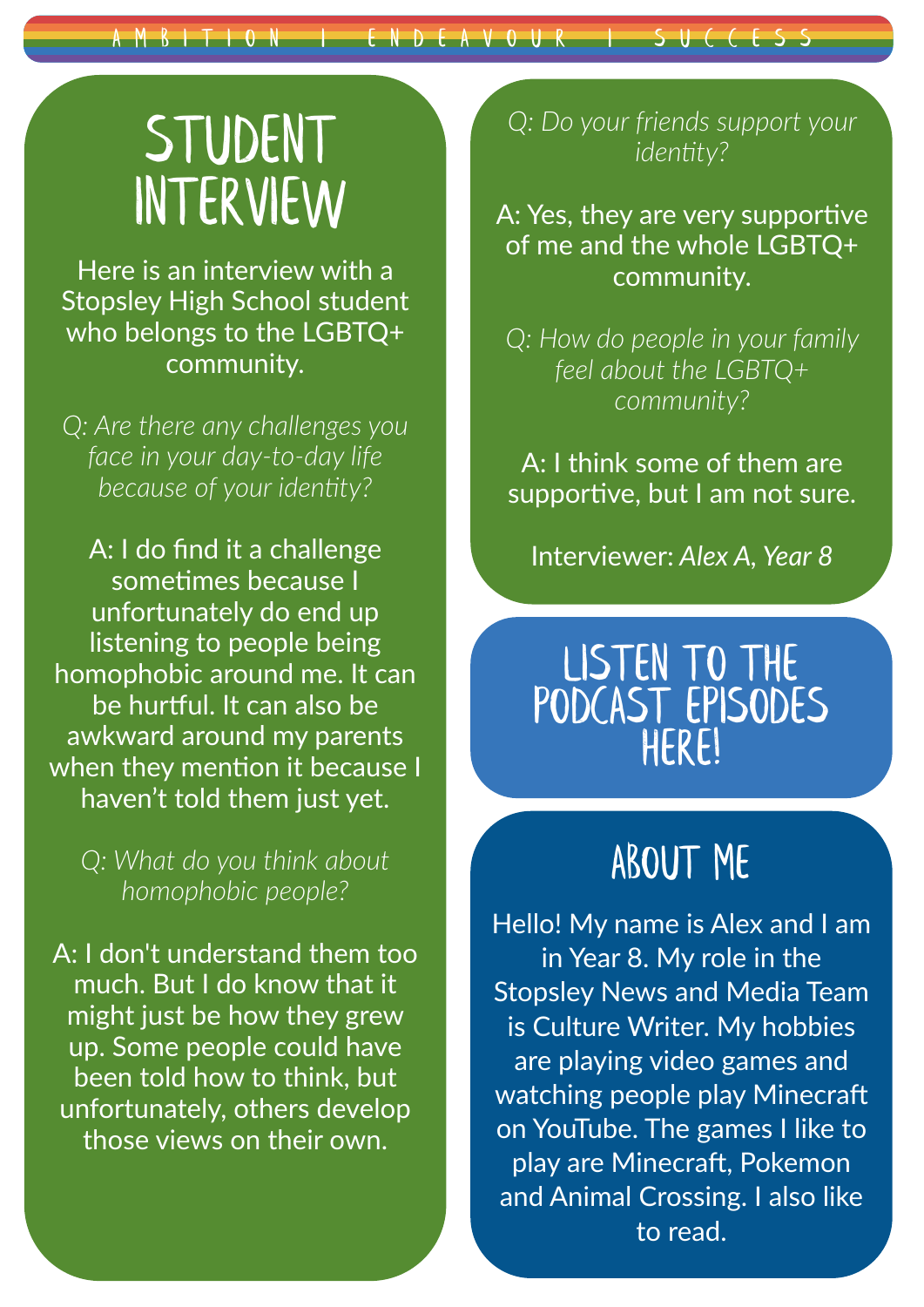# STUDENT INTERVIEW

Here is an interview with a Stopsley High School student who belongs to the LGBTQ+ community.

*Q: Are there any challenges you face in your day-to-day life because of your identity?*

A: I do find it a challenge sometimes because I unfortunately do end up listening to people being homophobic around me. It can be hurtful. It can also be awkward around my parents when they mention it because I haven't told them just yet.

*Q: What do you think about homophobic people?*

A: I don't understand them too much. But I do know that it might just be how they grew up. Some people could have been told how to think, but unfortunately, others develop those views on their own.

*Q: Do your friends support your identity?*

A: Yes, they are very supportive of me and the whole LGBTQ+ community.

*Q: How do people in your family feel about the LGBTQ+ community?*

A: I think some of them are supportive, but I am not sure.

Interviewer: *Alex A, Year 8*

## LISTEN TO THE PODCAST EPISODES HERE!

## ABOUT ME

Hello! My name is Alex and I am in Year 8. My role in the Stopsley News and Media Team is Culture Writer. My hobbies are playing video games and watching people play Minecraft on YouTube. The games I like to play are Minecraft, Pokemon and Animal Crossing. I also like to read.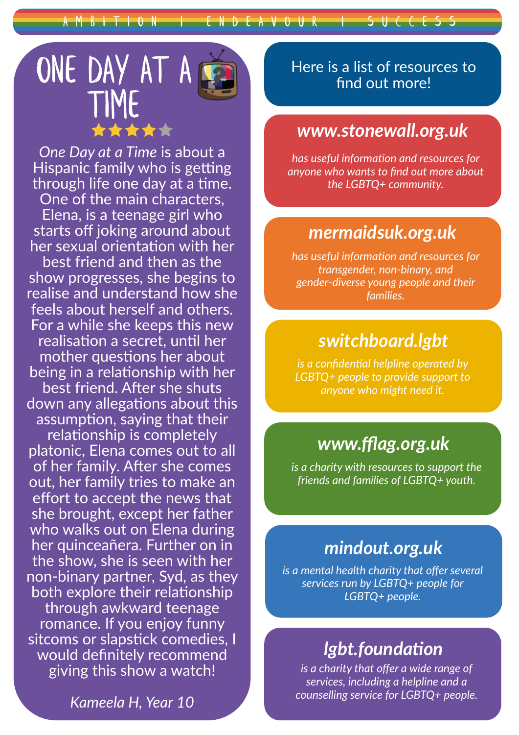# ONE DAY AT A TIME

★★★★☆

*One Day at a Time* is about a Hispanic family who is getting through life one day at a time. One of the main characters, Elena, is a teenage girl who starts off joking around about her sexual orientation with her best friend and then as the show progresses, she begins to realise and understand how she feels about herself and others. For a while she keeps this new realisation a secret, until her mother questions her about being in a relationship with her best friend. After she shuts down any allegations about this assumption, saying that their relationship is completely platonic, Elena comes out to all of her family. After she comes out, her family tries to make an effort to accept the news that she brought, except her father who walks out on Elena during her quinceañera. Further on in the show, she is seen with her non-binary partner, Syd, as they both explore their relationship through awkward teenage romance. If you enjoy funny sitcoms or slapstick comedies, I would definitely recommend giving this show a watch!

*Kameela H, Year 10*

Here is a list of resources to find out more!

## *www.stonewall.org.uk*

*has useful information and resources for anyone who wants to find out more about the LGBTQ+ community.*

## *mermaidsuk.org.uk*

*has useful information and resources for transgender, non-binary, and gender-diverse young people and their families.*

## *switchboard.lgbt*

*is a confidential helpline operated by LGBTQ+ people to provide support to anyone who might need it.*

## *www.fflag.org.uk*

*is a charity with resources to support the friends and families of LGBTQ+ youth.*

## *mindout.org.uk*

*is a mental health charity that offer several services run by LGBTQ+ people for LGBTQ+ people.*

## *lgbt.foundation*

*is a charity that offer a wide range of services, including a helpline and a counselling service for LGBTQ+ people.*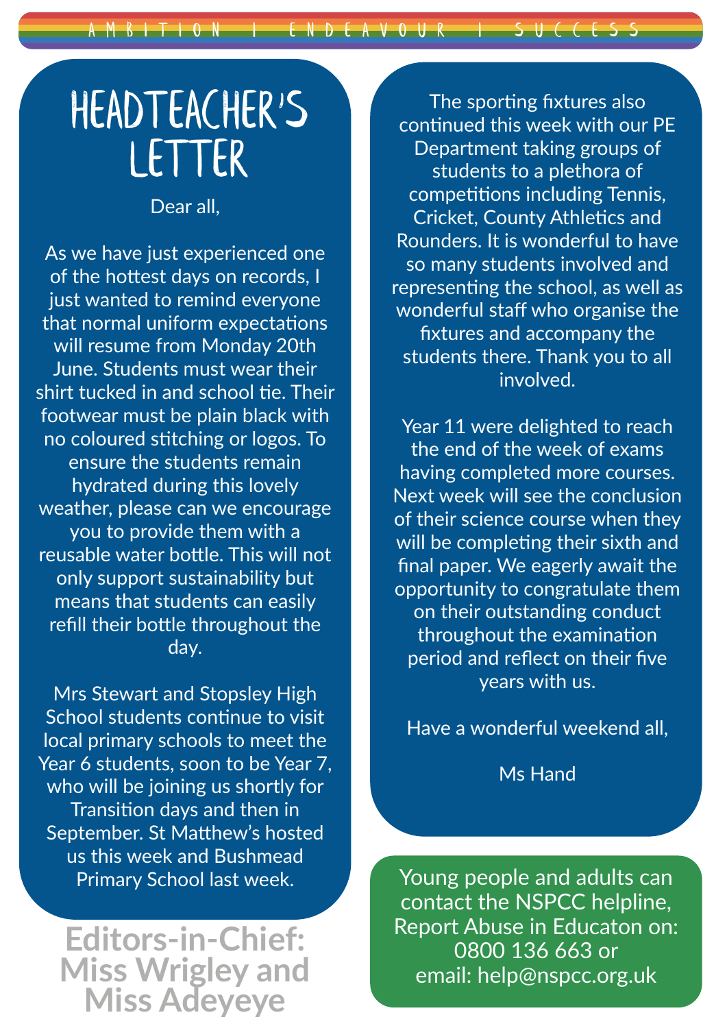AMBITION | ENDEAVOUR | SUCCESS

# HEADTEACHER'S LETTER

Dear all,

As we have just experienced one of the hottest days on records, I just wanted to remind everyone that normal uniform expectations will resume from Monday 20th June. Students must wear their shirt tucked in and school tie. Their footwear must be plain black with no coloured stitching or logos. To ensure the students remain hydrated during this lovely weather, please can we encourage you to provide them with a reusable water bottle. This will not only support sustainability but means that students can easily refill their bottle throughout the day.

Mrs Stewart and Stopsley High School students continue to visit local primary schools to meet the Year 6 students, soon to be Year 7, who will be joining us shortly for Transition days and then in September. St Matthew's hosted us this week and Bushmead Primary School last week.

The sporting fixtures also continued this week with our PE Department taking groups of students to a plethora of competitions including Tennis, Cricket, County Athletics and Rounders. It is wonderful to have so many students involved and representing the school, as well as wonderful staff who organise the fixtures and accompany the students there. Thank you to all involved.

Year 11 were delighted to reach the end of the week of exams having completed more courses. Next week will see the conclusion of their science course when they will be completing their sixth and final paper. We eagerly await the opportunity to congratulate them on their outstanding conduct throughout the examination period and reflect on their five years with us.

Have a wonderful weekend all,

Ms Hand

**Editors-in-Chief: Miss Wrigley and Miss Adeyeye**

Young people and adults can contact the NSPCC helpline, Report Abuse in Educaton on: 0800 136 663 or email: help@nspcc.org.uk